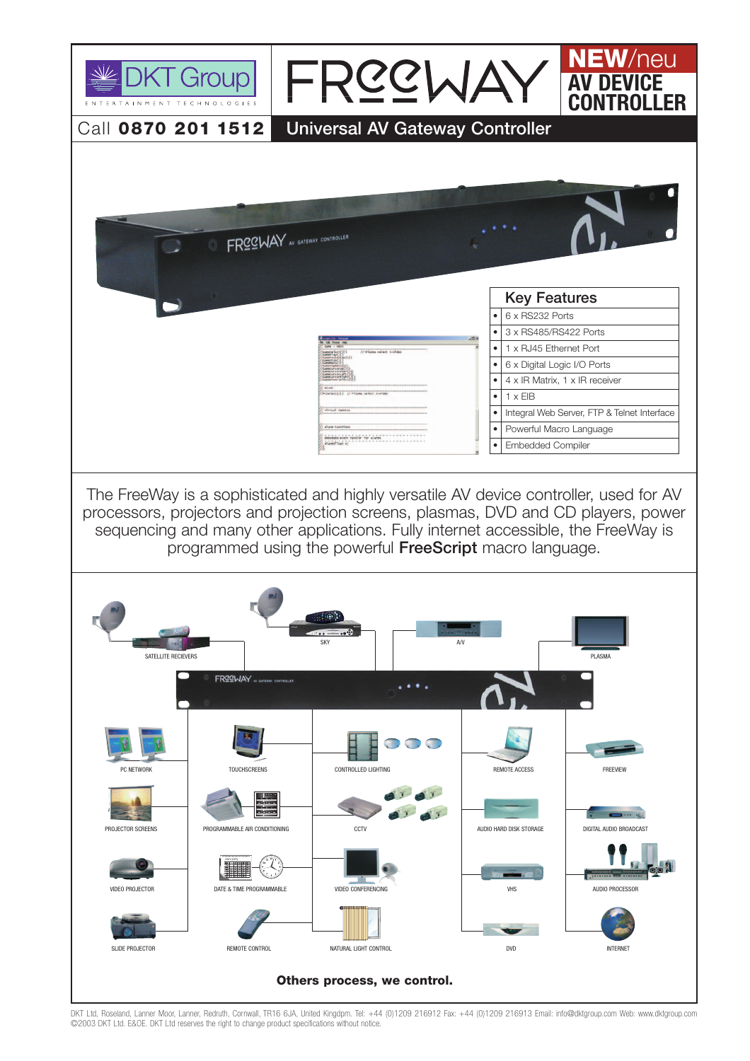DKT Group

ENTERTAINMENT TECHNOLOGIES

# FREEWAY

**NEW**/neu

**AV DEVICE CONTROLLER**

Call **0870 201 1512**

## Universal AV Gateway Controller

## Key Features

- 6 x RS232 Ports
- 3 x RS485/RS422 Ports
- 1 x RJ45 Ethernet Port
- 6 x Digital Logic I/O Ports
- 4 x IR Matrix, 1 x IR receiver
- 1 x EIB
- Integral Web Server, FTP & Telnet Interface
- Powerful Macro Language
- Embedded Compiler

The FreeWay is a sophisticated and highly versatile AV device controller, used for AV processors, projectors and projection screens, plasmas, DVD and CD players, power sequencing and many other applications. Fully internet accessible, the FreeWay is programmed using the powerful **FreeScript** macro language.

SATELLITE RECIEVERS, SKY, A/V, PLASMA

PC NETWORK, TOUCHSCREENS, CONTROLLED LIGHTING, REMOTE ACCESS, FREEVIEW

PROJECTOR SCREENS, PROGRAMMABLE AIR CONDITIONING, CCTV, AUDIO HARD DISK STORAGE, DIGITAL AUDIO BROADCAST

VIDEO PROJECTOR, DATE & TIME PROGRAMMABLE, VIDEO CONFERENCING, VHS, AUDIO PROCESSOR

SLIDE PROJECTOR, REMOTE CONTROL, NATURAL LIGHT CONTROL, DVD, INTERNET

**Others process, we control.**

DKT Ltd, Roseland, Lanner Moor, Lanner, Redruth, Cornwall, TR16 6JA, United Kingdpm. Tel: +44 (0)1209 216912 Fax: +44 (0)1209 216913 Email: info@dktgroup.com Web: www.dktgroup.com
©2003 DKT Ltd. E&OE. DKT Ltd reserves the right to change product specifications without notice.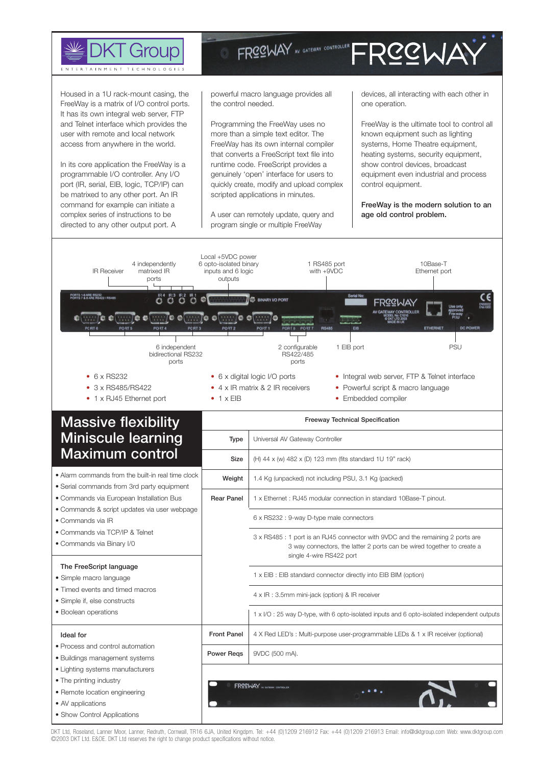DKT Group

ENTERTAINMENT TECHNOLOGIES

Housed in a 1U rack-mount casing, the FreeWay is a matrix of I/O control ports. It has its own integral web server, FTP and Telnet interface which provides the user with remote and local network access from anywhere in the world.

In its core application the FreeWay is a programmable I/O controller. Any I/O port (IR, serial, EIB, logic, TCP/IP) can be matrixed to any other port. An IR command for example can initiate a complex series of instructions to be directed to any other output port. A powerful macro language provides all the control needed.

Programming the FreeWay uses no more than a simple text editor. The FreeWay has its own internal compiler that converts a FreeScript text file into runtime code. FreeScript provides a genuinely 'open' interface for users to quickly create, modify and upload complex scripted applications in minutes.

A user can remotely update, query and program single or multiple FreeWay devices, all interacting with each other in one operation.

FreeWay is the ultimate tool to control all known equipment such as lighting systems, Home Theatre equipment, heating systems, security equipment, show control devices, broadcast equipment even industrial and process control equipment.

**FreeWay is the modern solution to an age old control problem.**

IR Receiver

4 independently matrixed IR ports

Local +5VDC power 6 opto-isolated binary inputs and 6 logic outputs

1 RS485 port with +9VDC

10Base-T Ethernet port

6 independent bidirectional RS232 ports

2 configurable RS422/485 ports

1 EIB port

PSU

- 6 x RS232
- 3 x RS485/RS422
- 1 x RJ45 Ethernet port
- 6 x digital logic I/O ports
- 4 x IR matrix & 2 IR receivers
- 1 x EIB
- Integral web server, FTP & Telnet interface
- Powerful script & macro language
- Embedded compiler

## Massive flexibility Miniscule learning Maximum control

- Alarm commands from the built-in real time clock
- Serial commands from 3rd party equipment
- Commands via European Installation Bus
- Commands & script updates via user webpage
- Commands via IR
- Commands via TCP/IP & Telnet
- Commands via Binary I/0

**The FreeScript language**

- Simple macro language
- Timed events and timed macros
- Simple if, else constructs
- Boolean operations

**Ideal for**

- Process and control automation
- Buildings management systems
- Lighting systems manufacturers
- The printing industry
- Remote location engineering
- AV applications
- Show Control Applications

**Freeway Technical Specification**

| | |
|---|---|
| **Type** | Universal AV Gateway Controller |
| **Size** | (H) 44 x (w) 482 x (D) 123 mm (fits standard 1U 19" rack) |
| **Weight** | 1.4 Kg (unpacked) not including PSU, 3.1 Kg (packed) |
| **Rear Panel** | 1 x Ethernet : RJ45 modular connection in standard 10Base-T pinout. |
| | 6 x RS232 : 9-way D-type male connectors |
| | 3 x RS485 : 1 port is an RJ45 connector with 9VDC and the remaining 2 ports are 3 way connectors, the latter 2 ports can be wired together to create a single 4-wire RS422 port |
| | 1 x EIB : EIB standard connector directly into EIB BIM (option) |
| | 4 x IR : 3.5mm mini-jack (option) & IR receiver |
| | 1 x I/O : 25 way D-type, with 6 opto-isolated inputs and 6 opto-isolated independent outputs |
| **Front Panel** | 4 X Red LED's : Multi-purpose user-programmable LEDs & 1 x IR receiver (optional) |
| **Power Reqs** | 9VDC (500 mA). |

DKT Ltd, Roseland, Lanner Moor, Lanner, Redruth, Cornwall, TR16 6JA, United Kingdom. Tel: +44 (0)1209 216912 Fax: +44 (0)1209 216913 Email: info@dktgroup.com Web: www.dktgroup.com
©2003 DKT Ltd. E&OE. DKT Ltd reserves the right to change product specifications without notice.